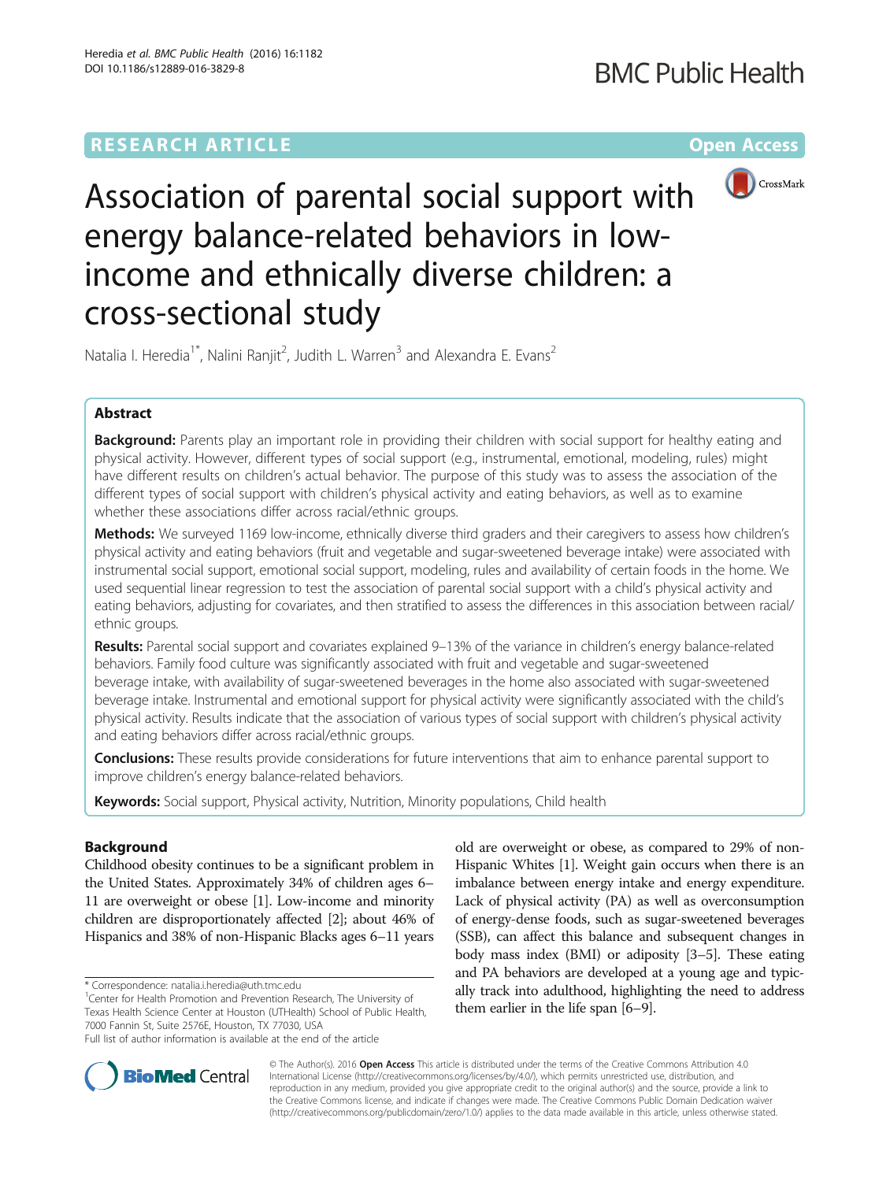RESEARCH ARTICLE

Open Access

# Association of parental social support with energy balance-related behaviors in low-income and ethnically diverse children: a cross-sectional study

Natalia I. Heredia[1*], Nalini Ranjit[2], Judith L. Warren[3] and Alexandra E. Evans[2]

## Abstract

**Background:** Parents play an important role in providing their children with social support for healthy eating and physical activity. However, different types of social support (e.g., instrumental, emotional, modeling, rules) might have different results on children's actual behavior. The purpose of this study was to assess the association of the different types of social support with children's physical activity and eating behaviors, as well as to examine whether these associations differ across racial/ethnic groups.

**Methods:** We surveyed 1169 low-income, ethnically diverse third graders and their caregivers to assess how children's physical activity and eating behaviors (fruit and vegetable and sugar-sweetened beverage intake) were associated with instrumental social support, emotional social support, modeling, rules and availability of certain foods in the home. We used sequential linear regression to test the association of parental social support with a child's physical activity and eating behaviors, adjusting for covariates, and then stratified to assess the differences in this association between racial/ethnic groups.

**Results:** Parental social support and covariates explained 9–13% of the variance in children's energy balance-related behaviors. Family food culture was significantly associated with fruit and vegetable and sugar-sweetened beverage intake, with availability of sugar-sweetened beverages in the home also associated with sugar-sweetened beverage intake. Instrumental and emotional support for physical activity were significantly associated with the child's physical activity. Results indicate that the association of various types of social support with children's physical activity and eating behaviors differ across racial/ethnic groups.

**Conclusions:** These results provide considerations for future interventions that aim to enhance parental support to improve children's energy balance-related behaviors.

**Keywords:** Social support, Physical activity, Nutrition, Minority populations, Child health

## Background

Childhood obesity continues to be a significant problem in the United States. Approximately 34% of children ages 6–11 are overweight or obese [1]. Low-income and minority children are disproportionately affected [2]; about 46% of Hispanics and 38% of non-Hispanic Blacks ages 6–11 years old are overweight or obese, as compared to 29% of non-Hispanic Whites [1]. Weight gain occurs when there is an imbalance between energy intake and energy expenditure. Lack of physical activity (PA) as well as overconsumption of energy-dense foods, such as sugar-sweetened beverages (SSB), can affect this balance and subsequent changes in body mass index (BMI) or adiposity [3–5]. These eating and PA behaviors are developed at a young age and typically track into adulthood, highlighting the need to address them earlier in the life span [6–9].

\* Correspondence: natalia.i.heredia@uth.tmc.edu

[1] Center for Health Promotion and Prevention Research, The University of Texas Health Science Center at Houston (UTHealth) School of Public Health, 7000 Fannin St, Suite 2576E, Houston, TX 77030, USA

Full list of author information is available at the end of the article

© The Author(s). 2016 **Open Access** This article is distributed under the terms of the Creative Commons Attribution 4.0 International License (http://creativecommons.org/licenses/by/4.0/), which permits unrestricted use, distribution, and reproduction in any medium, provided you give appropriate credit to the original author(s) and the source, provide a link to the Creative Commons license, and indicate if changes were made. The Creative Commons Public Domain Dedication waiver (http://creativecommons.org/publicdomain/zero/1.0/) applies to the data made available in this article, unless otherwise stated.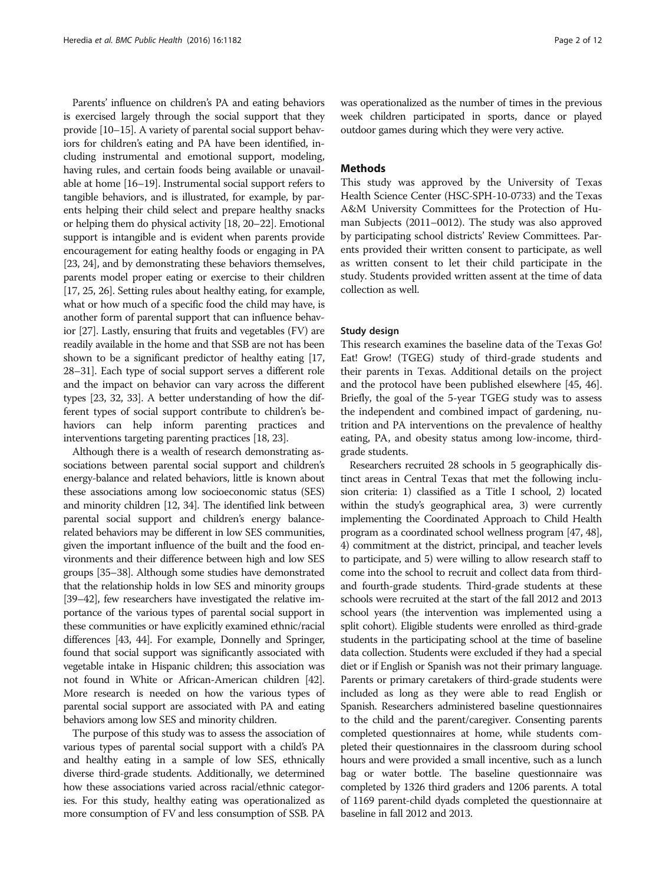Parents' influence on children's PA and eating behaviors is exercised largely through the social support that they provide [10–15]. A variety of parental social support behaviors for children's eating and PA have been identified, including instrumental and emotional support, modeling, having rules, and certain foods being available or unavailable at home [16–19]. Instrumental social support refers to tangible behaviors, and is illustrated, for example, by parents helping their child select and prepare healthy snacks or helping them do physical activity [18, 20–22]. Emotional support is intangible and is evident when parents provide encouragement for eating healthy foods or engaging in PA [23, 24], and by demonstrating these behaviors themselves, parents model proper eating or exercise to their children [17, 25, 26]. Setting rules about healthy eating, for example, what or how much of a specific food the child may have, is another form of parental support that can influence behavior [27]. Lastly, ensuring that fruits and vegetables (FV) are readily available in the home and that SSB are not has been shown to be a significant predictor of healthy eating [17, 28–31]. Each type of social support serves a different role and the impact on behavior can vary across the different types [23, 32, 33]. A better understanding of how the different types of social support contribute to children's behaviors can help inform parenting practices and interventions targeting parenting practices [18, 23].

Although there is a wealth of research demonstrating associations between parental social support and children's energy-balance and related behaviors, little is known about these associations among low socioeconomic status (SES) and minority children [12, 34]. The identified link between parental social support and children's energy balance-related behaviors may be different in low SES communities, given the important influence of the built and the food environments and their difference between high and low SES groups [35–38]. Although some studies have demonstrated that the relationship holds in low SES and minority groups [39–42], few researchers have investigated the relative importance of the various types of parental social support in these communities or have explicitly examined ethnic/racial differences [43, 44]. For example, Donnelly and Springer, found that social support was significantly associated with vegetable intake in Hispanic children; this association was not found in White or African-American children [42]. More research is needed on how the various types of parental social support are associated with PA and eating behaviors among low SES and minority children.

The purpose of this study was to assess the association of various types of parental social support with a child's PA and healthy eating in a sample of low SES, ethnically diverse third-grade students. Additionally, we determined how these associations varied across racial/ethnic categories. For this study, healthy eating was operationalized as more consumption of FV and less consumption of SSB. PA was operationalized as the number of times in the previous week children participated in sports, dance or played outdoor games during which they were very active.

## Methods

This study was approved by the University of Texas Health Science Center (HSC-SPH-10-0733) and the Texas A&M University Committees for the Protection of Human Subjects (2011–0012). The study was also approved by participating school districts' Review Committees. Parents provided their written consent to participate, as well as written consent to let their child participate in the study. Students provided written assent at the time of data collection as well.

### Study design

This research examines the baseline data of the Texas Go! Eat! Grow! (TGEG) study of third-grade students and their parents in Texas. Additional details on the project and the protocol have been published elsewhere [45, 46]. Briefly, the goal of the 5-year TGEG study was to assess the independent and combined impact of gardening, nutrition and PA interventions on the prevalence of healthy eating, PA, and obesity status among low-income, third-grade students.

Researchers recruited 28 schools in 5 geographically distinct areas in Central Texas that met the following inclusion criteria: 1) classified as a Title I school, 2) located within the study's geographical area, 3) were currently implementing the Coordinated Approach to Child Health program as a coordinated school wellness program [47, 48], 4) commitment at the district, principal, and teacher levels to participate, and 5) were willing to allow research staff to come into the school to recruit and collect data from third- and fourth-grade students. Third-grade students at these schools were recruited at the start of the fall 2012 and 2013 school years (the intervention was implemented using a split cohort). Eligible students were enrolled as third-grade students in the participating school at the time of baseline data collection. Students were excluded if they had a special diet or if English or Spanish was not their primary language. Parents or primary caretakers of third-grade students were included as long as they were able to read English or Spanish. Researchers administered baseline questionnaires to the child and the parent/caregiver. Consenting parents completed questionnaires at home, while students completed their questionnaires in the classroom during school hours and were provided a small incentive, such as a lunch bag or water bottle. The baseline questionnaire was completed by 1326 third graders and 1206 parents. A total of 1169 parent-child dyads completed the questionnaire at baseline in fall 2012 and 2013.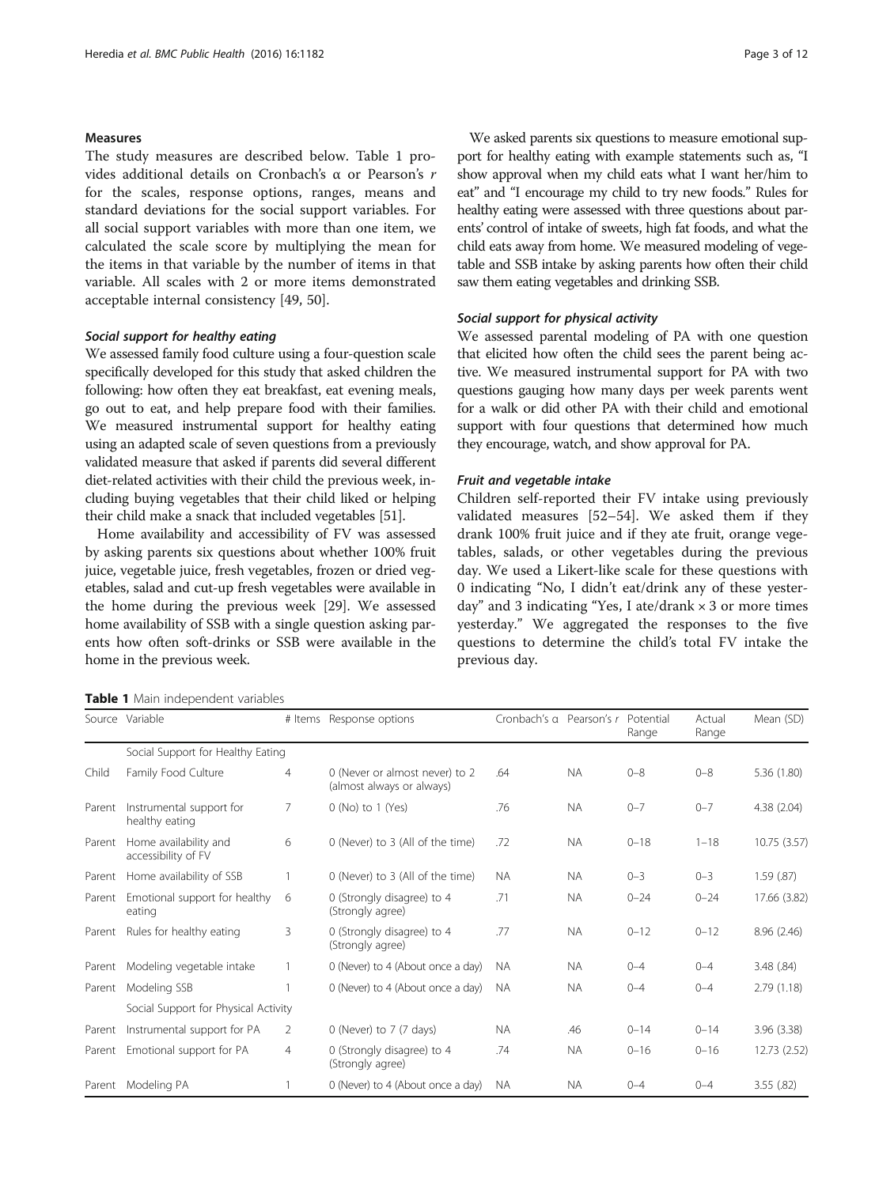### Measures

The study measures are described below. Table 1 provides additional details on Cronbach's α or Pearson's *r* for the scales, response options, ranges, means and standard deviations for the social support variables. For all social support variables with more than one item, we calculated the scale score by multiplying the mean for the items in that variable by the number of items in that variable. All scales with 2 or more items demonstrated acceptable internal consistency [49, 50].

#### Social support for healthy eating

We assessed family food culture using a four-question scale specifically developed for this study that asked children the following: how often they eat breakfast, eat evening meals, go out to eat, and help prepare food with their families. We measured instrumental support for healthy eating using an adapted scale of seven questions from a previously validated measure that asked if parents did several different diet-related activities with their child the previous week, including buying vegetables that their child liked or helping their child make a snack that included vegetables [51].

Home availability and accessibility of FV was assessed by asking parents six questions about whether 100% fruit juice, vegetable juice, fresh vegetables, frozen or dried vegetables, salad and cut-up fresh vegetables were available in the home during the previous week [29]. We assessed home availability of SSB with a single question asking parents how often soft-drinks or SSB were available in the home in the previous week.

We asked parents six questions to measure emotional support for healthy eating with example statements such as, "I show approval when my child eats what I want her/him to eat" and "I encourage my child to try new foods." Rules for healthy eating were assessed with three questions about parents' control of intake of sweets, high fat foods, and what the child eats away from home. We measured modeling of vegetable and SSB intake by asking parents how often their child saw them eating vegetables and drinking SSB.

#### Social support for physical activity

We assessed parental modeling of PA with one question that elicited how often the child sees the parent being active. We measured instrumental support for PA with two questions gauging how many days per week parents went for a walk or did other PA with their child and emotional support with four questions that determined how much they encourage, watch, and show approval for PA.

#### Fruit and vegetable intake

Children self-reported their FV intake using previously validated measures [52–54]. We asked them if they drank 100% fruit juice and if they ate fruit, orange vegetables, salads, or other vegetables during the previous day. We used a Likert-like scale for these questions with 0 indicating "No, I didn't eat/drink any of these yesterday" and 3 indicating "Yes, I ate/drank × 3 or more times yesterday." We aggregated the responses to the five questions to determine the child's total FV intake the previous day.

**Table 1** Main independent variables

| Source | Variable | # Items | Response options | Cronbach's α | Pearson's *r* | Potential Range | Actual Range | Mean (SD) |
|---|---|---|---|---|---|---|---|---|
| | Social Support for Healthy Eating | | | | | | | |
| Child | Family Food Culture | 4 | 0 (Never or almost never) to 2 (almost always or always) | .64 | NA | 0–8 | 0–8 | 5.36 (1.80) |
| Parent | Instrumental support for healthy eating | 7 | 0 (No) to 1 (Yes) | .76 | NA | 0–7 | 0–7 | 4.38 (2.04) |
| Parent | Home availability and accessibility of FV | 6 | 0 (Never) to 3 (All of the time) | .72 | NA | 0–18 | 1–18 | 10.75 (3.57) |
| Parent | Home availability of SSB | 1 | 0 (Never) to 3 (All of the time) | NA | NA | 0–3 | 0–3 | 1.59 (.87) |
| Parent | Emotional support for healthy eating | 6 | 0 (Strongly disagree) to 4 (Strongly agree) | .71 | NA | 0–24 | 0–24 | 17.66 (3.82) |
| Parent | Rules for healthy eating | 3 | 0 (Strongly disagree) to 4 (Strongly agree) | .77 | NA | 0–12 | 0–12 | 8.96 (2.46) |
| Parent | Modeling vegetable intake | 1 | 0 (Never) to 4 (About once a day) | NA | NA | 0–4 | 0–4 | 3.48 (.84) |
| Parent | Modeling SSB | 1 | 0 (Never) to 4 (About once a day) | NA | NA | 0–4 | 0–4 | 2.79 (1.18) |
| | Social Support for Physical Activity | | | | | | | |
| Parent | Instrumental support for PA | 2 | 0 (Never) to 7 (7 days) | NA | .46 | 0–14 | 0–14 | 3.96 (3.38) |
| Parent | Emotional support for PA | 4 | 0 (Strongly disagree) to 4 (Strongly agree) | .74 | NA | 0–16 | 0–16 | 12.73 (2.52) |
| Parent | Modeling PA | 1 | 0 (Never) to 4 (About once a day) | NA | NA | 0–4 | 0–4 | 3.55 (.82) |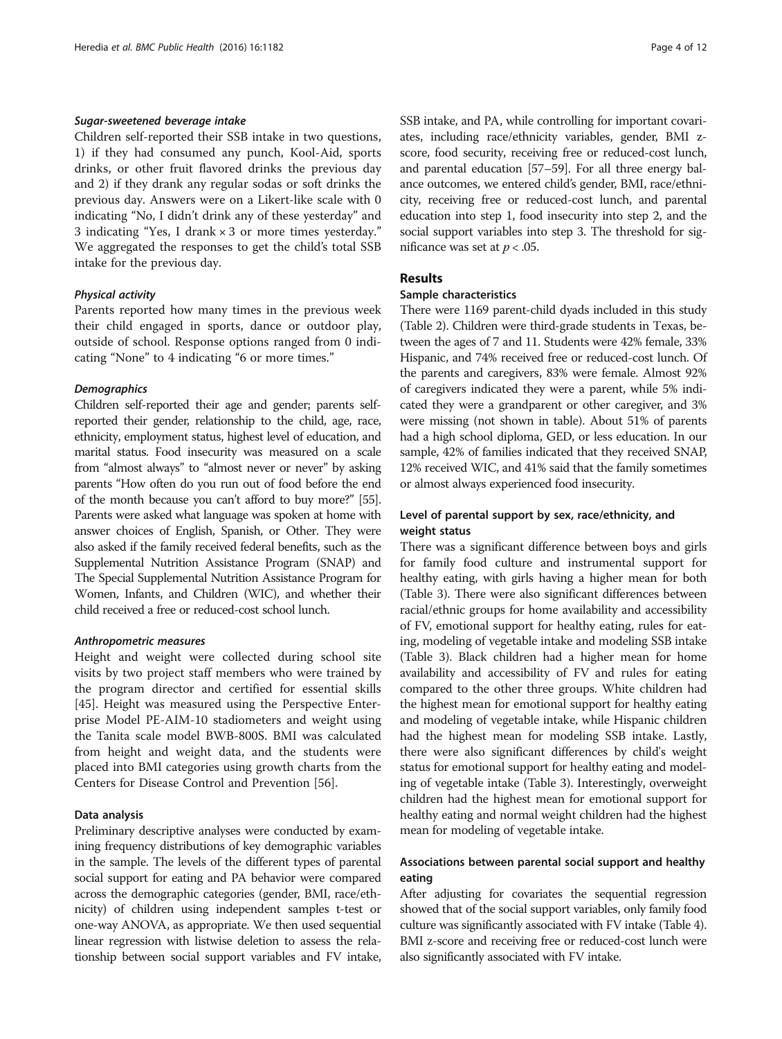#### *Sugar-sweetened beverage intake*

Children self-reported their SSB intake in two questions, 1) if they had consumed any punch, Kool-Aid, sports drinks, or other fruit flavored drinks the previous day and 2) if they drank any regular sodas or soft drinks the previous day. Answers were on a Likert-like scale with 0 indicating "No, I didn't drink any of these yesterday" and 3 indicating "Yes, I drank × 3 or more times yesterday." We aggregated the responses to get the child's total SSB intake for the previous day.

#### *Physical activity*

Parents reported how many times in the previous week their child engaged in sports, dance or outdoor play, outside of school. Response options ranged from 0 indicating "None" to 4 indicating "6 or more times."

#### *Demographics*

Children self-reported their age and gender; parents self-reported their gender, relationship to the child, age, race, ethnicity, employment status, highest level of education, and marital status. Food insecurity was measured on a scale from "almost always" to "almost never or never" by asking parents "How often do you run out of food before the end of the month because you can't afford to buy more?" [55]. Parents were asked what language was spoken at home with answer choices of English, Spanish, or Other. They were also asked if the family received federal benefits, such as the Supplemental Nutrition Assistance Program (SNAP) and The Special Supplemental Nutrition Assistance Program for Women, Infants, and Children (WIC), and whether their child received a free or reduced-cost school lunch.

#### *Anthropometric measures*

Height and weight were collected during school site visits by two project staff members who were trained by the program director and certified for essential skills [45]. Height was measured using the Perspective Enterprise Model PE-AIM-10 stadiometers and weight using the Tanita scale model BWB-800S. BMI was calculated from height and weight data, and the students were placed into BMI categories using growth charts from the Centers for Disease Control and Prevention [56].

### Data analysis

Preliminary descriptive analyses were conducted by examining frequency distributions of key demographic variables in the sample. The levels of the different types of parental social support for eating and PA behavior were compared across the demographic categories (gender, BMI, race/ethnicity) of children using independent samples t-test or one-way ANOVA, as appropriate. We then used sequential linear regression with listwise deletion to assess the relationship between social support variables and FV intake, SSB intake, and PA, while controlling for important covariates, including race/ethnicity variables, gender, BMI z-score, food security, receiving free or reduced-cost lunch, and parental education [57–59]. For all three energy balance outcomes, we entered child's gender, BMI, race/ethnicity, receiving free or reduced-cost lunch, and parental education into step 1, food insecurity into step 2, and the social support variables into step 3. The threshold for significance was set at $p < .05$.

## Results

### Sample characteristics

There were 1169 parent-child dyads included in this study (Table 2). Children were third-grade students in Texas, between the ages of 7 and 11. Students were 42% female, 33% Hispanic, and 74% received free or reduced-cost lunch. Of the parents and caregivers, 83% were female. Almost 92% of caregivers indicated they were a parent, while 5% indicated they were a grandparent or other caregiver, and 3% were missing (not shown in table). About 51% of parents had a high school diploma, GED, or less education. In our sample, 42% of families indicated that they received SNAP, 12% received WIC, and 41% said that the family sometimes or almost always experienced food insecurity.

### Level of parental support by sex, race/ethnicity, and weight status

There was a significant difference between boys and girls for family food culture and instrumental support for healthy eating, with girls having a higher mean for both (Table 3). There were also significant differences between racial/ethnic groups for home availability and accessibility of FV, emotional support for healthy eating, rules for eating, modeling of vegetable intake and modeling SSB intake (Table 3). Black children had a higher mean for home availability and accessibility of FV and rules for eating compared to the other three groups. White children had the highest mean for emotional support for healthy eating and modeling of vegetable intake, while Hispanic children had the highest mean for modeling SSB intake. Lastly, there were also significant differences by child's weight status for emotional support for healthy eating and modeling of vegetable intake (Table 3). Interestingly, overweight children had the highest mean for emotional support for healthy eating and normal weight children had the highest mean for modeling of vegetable intake.

### Associations between parental social support and healthy eating

After adjusting for covariates the sequential regression showed that of the social support variables, only family food culture was significantly associated with FV intake (Table 4). BMI z-score and receiving free or reduced-cost lunch were also significantly associated with FV intake.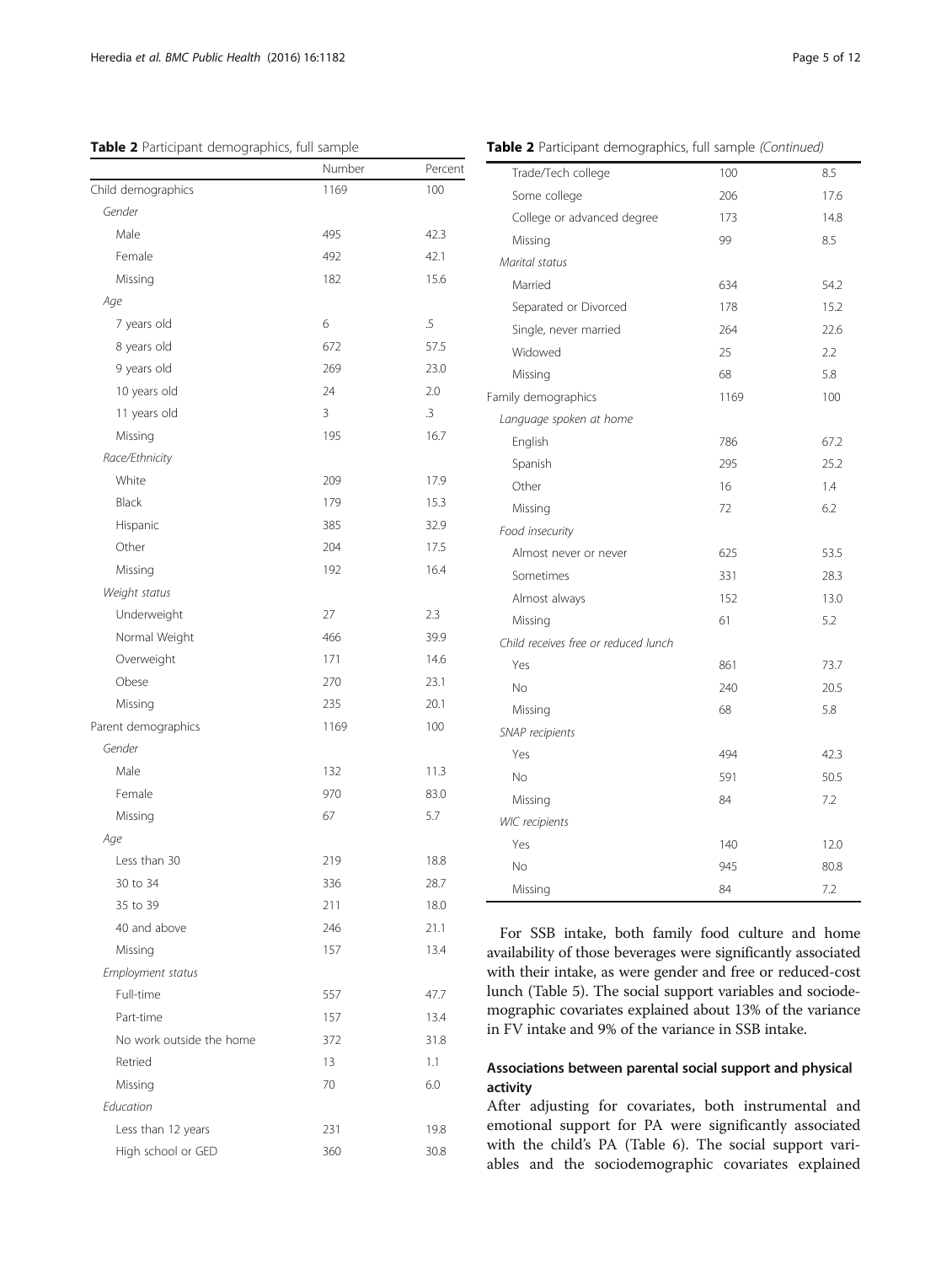**Table 2** Participant demographics, full sample

| | Number | Percent |
|---|---|---|
| Child demographics | 1169 | 100 |
| *Gender* | | |
| Male | 495 | 42.3 |
| Female | 492 | 42.1 |
| Missing | 182 | 15.6 |
| *Age* | | |
| 7 years old | 6 | .5 |
| 8 years old | 672 | 57.5 |
| 9 years old | 269 | 23.0 |
| 10 years old | 24 | 2.0 |
| 11 years old | 3 | .3 |
| Missing | 195 | 16.7 |
| *Race/Ethnicity* | | |
| White | 209 | 17.9 |
| Black | 179 | 15.3 |
| Hispanic | 385 | 32.9 |
| Other | 204 | 17.5 |
| Missing | 192 | 16.4 |
| *Weight status* | | |
| Underweight | 27 | 2.3 |
| Normal Weight | 466 | 39.9 |
| Overweight | 171 | 14.6 |
| Obese | 270 | 23.1 |
| Missing | 235 | 20.1 |
| Parent demographics | 1169 | 100 |
| *Gender* | | |
| Male | 132 | 11.3 |
| Female | 970 | 83.0 |
| Missing | 67 | 5.7 |
| *Age* | | |
| Less than 30 | 219 | 18.8 |
| 30 to 34 | 336 | 28.7 |
| 35 to 39 | 211 | 18.0 |
| 40 and above | 246 | 21.1 |
| Missing | 157 | 13.4 |
| *Employment status* | | |
| Full-time | 557 | 47.7 |
| Part-time | 157 | 13.4 |
| No work outside the home | 372 | 31.8 |
| Retried | 13 | 1.1 |
| Missing | 70 | 6.0 |
| *Education* | | |
| Less than 12 years | 231 | 19.8 |
| High school or GED | 360 | 30.8 |
| Trade/Tech college | 100 | 8.5 |
| Some college | 206 | 17.6 |
| College or advanced degree | 173 | 14.8 |
| Missing | 99 | 8.5 |
| *Marital status* | | |
| Married | 634 | 54.2 |
| Separated or Divorced | 178 | 15.2 |
| Single, never married | 264 | 22.6 |
| Widowed | 25 | 2.2 |
| Missing | 68 | 5.8 |
| Family demographics | 1169 | 100 |
| *Language spoken at home* | | |
| English | 786 | 67.2 |
| Spanish | 295 | 25.2 |
| Other | 16 | 1.4 |
| Missing | 72 | 6.2 |
| *Food insecurity* | | |
| Almost never or never | 625 | 53.5 |
| Sometimes | 331 | 28.3 |
| Almost always | 152 | 13.0 |
| Missing | 61 | 5.2 |
| *Child receives free or reduced lunch* | | |
| Yes | 861 | 73.7 |
| No | 240 | 20.5 |
| Missing | 68 | 5.8 |
| *SNAP recipients* | | |
| Yes | 494 | 42.3 |
| No | 591 | 50.5 |
| Missing | 84 | 7.2 |
| *WIC recipients* | | |
| Yes | 140 | 12.0 |
| No | 945 | 80.8 |
| Missing | 84 | 7.2 |

For SSB intake, both family food culture and home availability of those beverages were significantly associated with their intake, as were gender and free or reduced-cost lunch (Table 5). The social support variables and sociodemographic covariates explained about 13% of the variance in FV intake and 9% of the variance in SSB intake.

## Associations between parental social support and physical activity

After adjusting for covariates, both instrumental and emotional support for PA were significantly associated with the child's PA (Table 6). The social support variables and the sociodemographic covariates explained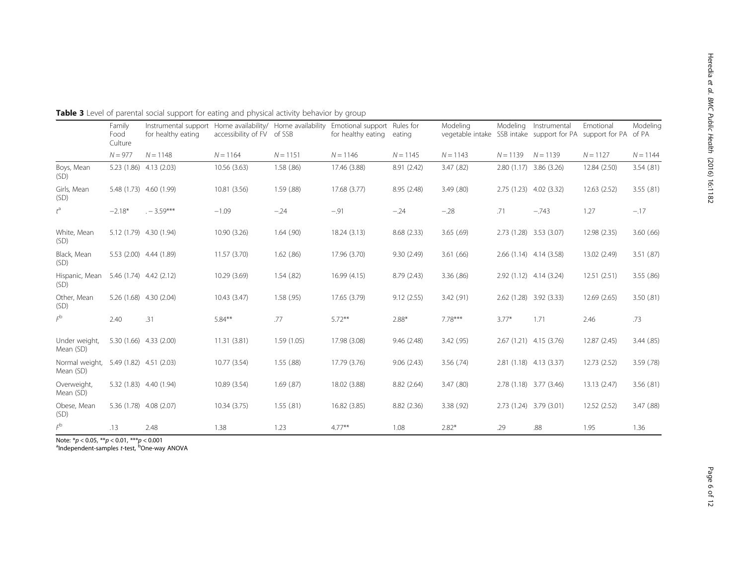**Table 3** Level of parental social support for eating and physical activity behavior by group

| | Family Food Culture | Instrumental support for healthy eating | Home availability/ accessibility of FV | Home availability of SSB | Emotional support for healthy eating | Rules for eating | Modeling vegetable intake | Modeling SSB intake | Instrumental support for PA | Emotional support for PA | Modeling of PA |
|---|---|---|---|---|---|---|---|---|---|---|---|
| | $N = 977$ | $N = 1148$ | $N = 1164$ | $N = 1151$ | $N = 1146$ | $N = 1145$ | $N = 1143$ | $N = 1139$ | $N = 1139$ | $N = 1127$ | $N = 1144$ |
| Boys, Mean (SD) | 5.23 (1.86) | 4.13 (2.03) | 10.56 (3.63) | 1.58 (.86) | 17.46 (3.88) | 8.91 (2.42) | 3.47 (.82) | 2.80 (1.17) | 3.86 (3.26) | 12.84 (2.50) | 3.54 (.81) |
| Girls, Mean (SD) | 5.48 (1.73) | 4.60 (1.99) | 10.81 (3.56) | 1.59 (.88) | 17.68 (3.77) | 8.95 (2.48) | 3.49 (.80) | 2.75 (1.23) | 4.02 (3.32) | 12.63 (2.52) | 3.55 (.81) |
| $t^a$ | −2.18* | . − 3.59*** | −1.09 | −.24 | −.91 | −.24 | −.28 | .71 | −.743 | 1.27 | −.17 |
| White, Mean (SD) | 5.12 (1.79) | 4.30 (1.94) | 10.90 (3.26) | 1.64 (.90) | 18.24 (3.13) | 8.68 (2.33) | 3.65 (.69) | 2.73 (1.28) | 3.53 (3.07) | 12.98 (2.35) | 3.60 (.66) |
| Black, Mean (SD) | 5.53 (2.00) | 4.44 (1.89) | 11.57 (3.70) | 1.62 (.86) | 17.96 (3.70) | 9.30 (2.49) | 3.61 (.66) | 2.66 (1.14) | 4.14 (3.58) | 13.02 (2.49) | 3.51 (.87) |
| Hispanic, Mean (SD) | 5.46 (1.74) | 4.42 (2.12) | 10.29 (3.69) | 1.54 (.82) | 16.99 (4.15) | 8.79 (2.43) | 3.36 (.86) | 2.92 (1.12) | 4.14 (3.24) | 12.51 (2.51) | 3.55 (.86) |
| Other, Mean (SD) | 5.26 (1.68) | 4.30 (2.04) | 10.43 (3.47) | 1.58 (.95) | 17.65 (3.79) | 9.12 (2.55) | 3.42 (.91) | 2.62 (1.28) | 3.92 (3.33) | 12.69 (2.65) | 3.50 (.81) |
| $F^b$ | 2.40 | .31 | 5.84** | .77 | 5.72** | 2.88* | 7.78*** | 3.77* | 1.71 | 2.46 | .73 |
| Under weight, Mean (SD) | 5.30 (1.66) | 4.33 (2.00) | 11.31 (3.81) | 1.59 (1.05) | 17.98 (3.08) | 9.46 (2.48) | 3.42 (.95) | 2.67 (1.21) | 4.15 (3.76) | 12.87 (2.45) | 3.44 (.85) |
| Normal weight, Mean (SD) | 5.49 (1.82) | 4.51 (2.03) | 10.77 (3.54) | 1.55 (.88) | 17.79 (3.76) | 9.06 (2.43) | 3.56 (.74) | 2.81 (1.18) | 4.13 (3.37) | 12.73 (2.52) | 3.59 (.78) |
| Overweight, Mean (SD) | 5.32 (1.83) | 4.40 (1.94) | 10.89 (3.54) | 1.69 (.87) | 18.02 (3.88) | 8.82 (2.64) | 3.47 (.80) | 2.78 (1.18) | 3.77 (3.46) | 13.13 (2.47) | 3.56 (.81) |
| Obese, Mean (SD) | 5.36 (1.78) | 4.08 (2.07) | 10.34 (3.75) | 1.55 (.81) | 16.82 (3.85) | 8.82 (2.36) | 3.38 (.92) | 2.73 (1.24) | 3.79 (3.01) | 12.52 (2.52) | 3.47 (.88) |
| $F^b$ | .13 | 2.48 | 1.38 | 1.23 | 4.77** | 1.08 | 2.82* | .29 | .88 | 1.95 | 1.36 |

Note: *$p < 0.05$, **$p < 0.01$, ***$p < 0.001$

[a]Independent-samples *t*-test, [b]One-way ANOVA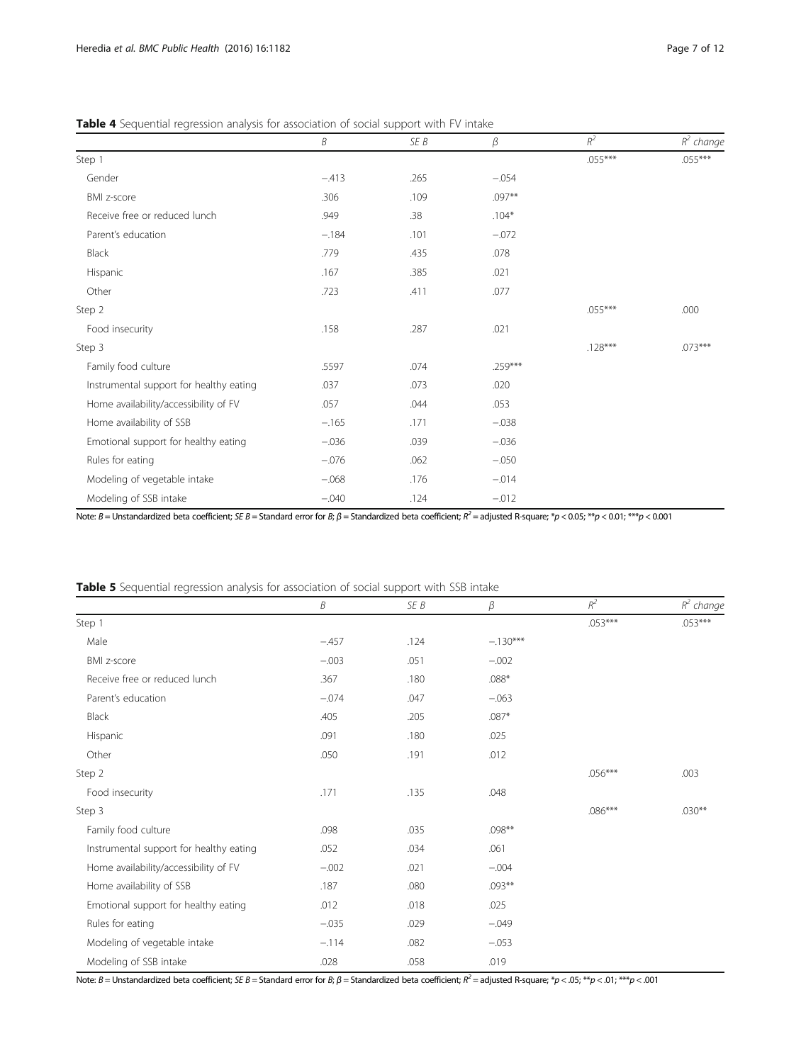**Table 4** Sequential regression analysis for association of social support with FV intake

| | *B* | *SE B* | *β* | $R^2$ | $R^2$ *change* |
|---|---|---|---|---|---|
| Step 1 | | | | .055*** | .055*** |
| Gender | −.413 | .265 | −.054 | | |
| BMI z-score | .306 | .109 | .097** | | |
| Receive free or reduced lunch | .949 | .38 | .104* | | |
| Parent's education | −.184 | .101 | −.072 | | |
| Black | .779 | .435 | .078 | | |
| Hispanic | .167 | .385 | .021 | | |
| Other | .723 | .411 | .077 | | |
| Step 2 | | | | .055*** | .000 |
| Food insecurity | .158 | .287 | .021 | | |
| Step 3 | | | | .128*** | .073*** |
| Family food culture | .5597 | .074 | .259*** | | |
| Instrumental support for healthy eating | .037 | .073 | .020 | | |
| Home availability/accessibility of FV | .057 | .044 | .053 | | |
| Home availability of SSB | −.165 | .171 | −.038 | | |
| Emotional support for healthy eating | −.036 | .039 | −.036 | | |
| Rules for eating | −.076 | .062 | −.050 | | |
| Modeling of vegetable intake | −.068 | .176 | −.014 | | |
| Modeling of SSB intake | −.040 | .124 | −.012 | | |

Note: *B* = Unstandardized beta coefficient; *SE B* = Standard error for *B*; *β* = Standardized beta coefficient; $R^2$ = adjusted R-square; \**p* < 0.05; \*\**p* < 0.01; \*\*\**p* < 0.001

**Table 5** Sequential regression analysis for association of social support with SSB intake

| | *B* | *SE B* | *β* | $R^2$ | $R^2$ *change* |
|---|---|---|---|---|---|
| Step 1 | | | | .053*** | .053*** |
| Male | −.457 | .124 | −.130*** | | |
| BMI z-score | −.003 | .051 | −.002 | | |
| Receive free or reduced lunch | .367 | .180 | .088* | | |
| Parent's education | −.074 | .047 | −.063 | | |
| Black | .405 | .205 | .087* | | |
| Hispanic | .091 | .180 | .025 | | |
| Other | .050 | .191 | .012 | | |
| Step 2 | | | | .056*** | .003 |
| Food insecurity | .171 | .135 | .048 | | |
| Step 3 | | | | .086*** | .030** |
| Family food culture | .098 | .035 | .098** | | |
| Instrumental support for healthy eating | .052 | .034 | .061 | | |
| Home availability/accessibility of FV | −.002 | .021 | −.004 | | |
| Home availability of SSB | .187 | .080 | .093** | | |
| Emotional support for healthy eating | .012 | .018 | .025 | | |
| Rules for eating | −.035 | .029 | −.049 | | |
| Modeling of vegetable intake | −.114 | .082 | −.053 | | |
| Modeling of SSB intake | .028 | .058 | .019 | | |

Note: *B* = Unstandardized beta coefficient; *SE B* = Standard error for *B*; *β* = Standardized beta coefficient; $R^2$ = adjusted R-square; \**p* < .05; \*\**p* < .01; \*\*\**p* < .001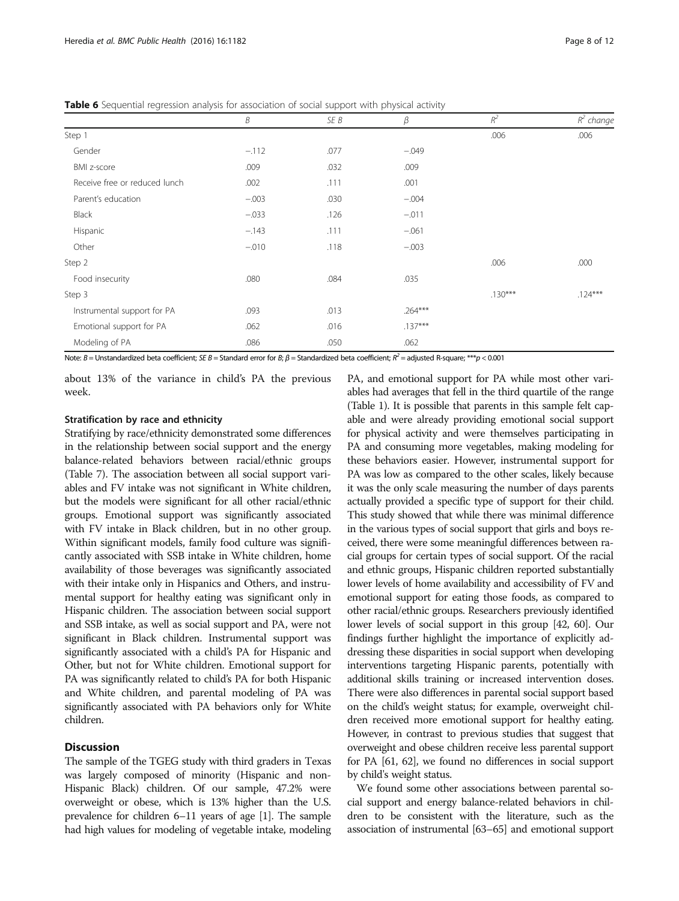**Table 6** Sequential regression analysis for association of social support with physical activity

| | *B* | *SE B* | *β* | $R^2$ | $R^2$ change |
|---|---|---|---|---|---|
| Step 1 | | | | .006 | .006 |
| Gender | −.112 | .077 | −.049 | | |
| BMI z-score | .009 | .032 | .009 | | |
| Receive free or reduced lunch | .002 | .111 | .001 | | |
| Parent's education | −.003 | .030 | −.004 | | |
| Black | −.033 | .126 | −.011 | | |
| Hispanic | −.143 | .111 | −.061 | | |
| Other | −.010 | .118 | −.003 | | |
| Step 2 | | | | .006 | .000 |
| Food insecurity | .080 | .084 | .035 | | |
| Step 3 | | | | .130*** | .124*** |
| Instrumental support for PA | .093 | .013 | .264*** | | |
| Emotional support for PA | .062 | .016 | .137*** | | |
| Modeling of PA | .086 | .050 | .062 | | |

Note: *B* = Unstandardized beta coefficient; *SE B* = Standard error for *B*; *β* = Standardized beta coefficient; $R^2$ = adjusted R-square; ***$p < 0.001$

about 13% of the variance in child's PA the previous week.

#### Stratification by race and ethnicity

Stratifying by race/ethnicity demonstrated some differences in the relationship between social support and the energy balance-related behaviors between racial/ethnic groups (Table 7). The association between all social support variables and FV intake was not significant in White children, but the models were significant for all other racial/ethnic groups. Emotional support was significantly associated with FV intake in Black children, but in no other group. Within significant models, family food culture was significantly associated with SSB intake in White children, home availability of those beverages was significantly associated with their intake only in Hispanics and Others, and instrumental support for healthy eating was significant only in Hispanic children. The association between social support and SSB intake, as well as social support and PA, were not significant in Black children. Instrumental support was significantly associated with a child's PA for Hispanic and Other, but not for White children. Emotional support for PA was significantly related to child's PA for both Hispanic and White children, and parental modeling of PA was significantly associated with PA behaviors only for White children.

## Discussion

The sample of the TGEG study with third graders in Texas was largely composed of minority (Hispanic and non-Hispanic Black) children. Of our sample, 47.2% were overweight or obese, which is 13% higher than the U.S. prevalence for children 6–11 years of age [1]. The sample had high values for modeling of vegetable intake, modeling PA, and emotional support for PA while most other variables had averages that fell in the third quartile of the range (Table 1). It is possible that parents in this sample felt capable and were already providing emotional social support for physical activity and were themselves participating in PA and consuming more vegetables, making modeling for these behaviors easier. However, instrumental support for PA was low as compared to the other scales, likely because it was the only scale measuring the number of days parents actually provided a specific type of support for their child. This study showed that while there was minimal difference in the various types of social support that girls and boys received, there were some meaningful differences between racial groups for certain types of social support. Of the racial and ethnic groups, Hispanic children reported substantially lower levels of home availability and accessibility of FV and emotional support for eating those foods, as compared to other racial/ethnic groups. Researchers previously identified lower levels of social support in this group [42, 60]. Our findings further highlight the importance of explicitly addressing these disparities in social support when developing interventions targeting Hispanic parents, potentially with additional skills training or increased intervention doses. There were also differences in parental social support based on the child's weight status; for example, overweight children received more emotional support for healthy eating. However, in contrast to previous studies that suggest that overweight and obese children receive less parental support for PA [61, 62], we found no differences in social support by child's weight status.

We found some other associations between parental social support and energy balance-related behaviors in children to be consistent with the literature, such as the association of instrumental [63–65] and emotional support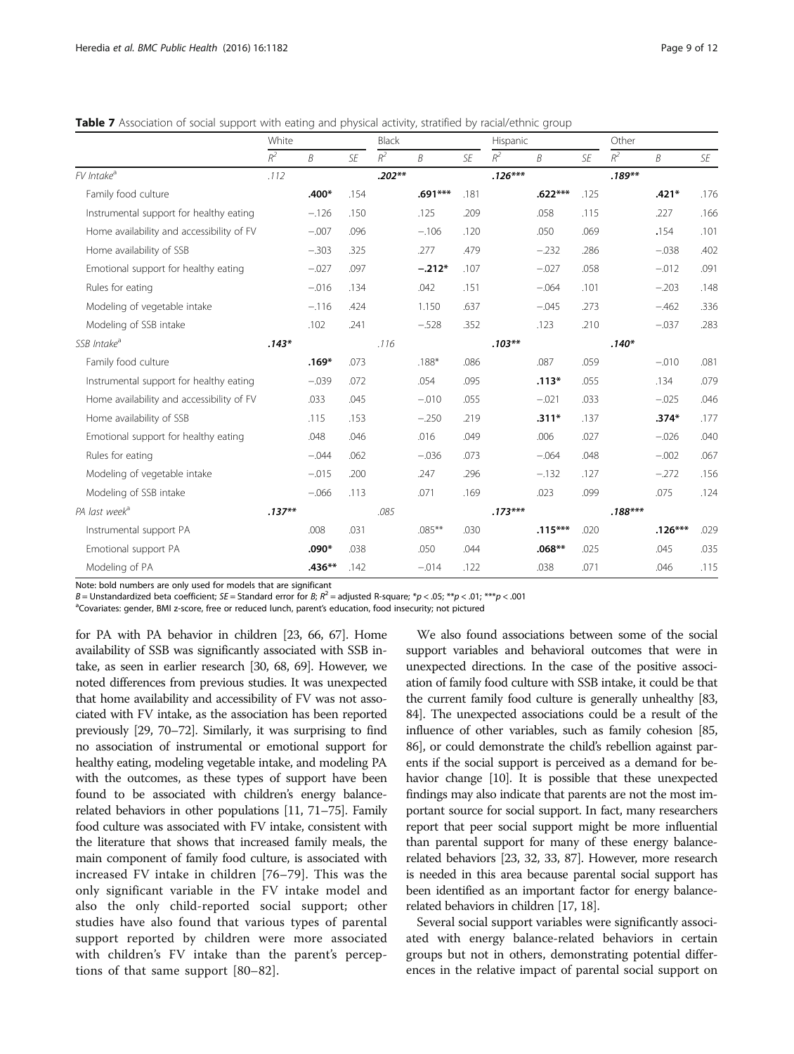**Table 7** Association of social support with eating and physical activity, stratified by racial/ethnic group

| | White | | | Black | | | Hispanic | | | Other | | |
|---|---|---|---|---|---|---|---|---|---|---|---|---|
| | $R^2$ | *B* | *SE* | $R^2$ | *B* | *SE* | $R^2$ | *B* | *SE* | $R^2$ | *B* | *SE* |
| *FV Intake*[a] | .112 | | | **.202**** | | | **.126***** | | | **.189**** | | |
| Family food culture | | **.400*** | .154 | | **.691***** | .181 | | **.622***** | .125 | | **.421*** | .176 |
| Instrumental support for healthy eating | | −.126 | .150 | | .125 | .209 | | .058 | .115 | | .227 | .166 |
| Home availability and accessibility of FV | | −.007 | .096 | | −.106 | .120 | | .050 | .069 | | .154 | .101 |
| Home availability of SSB | | −.303 | .325 | | .277 | .479 | | −.232 | .286 | | −.038 | .402 |
| Emotional support for healthy eating | | −.027 | .097 | | **−.212*** | .107 | | −.027 | .058 | | −.012 | .091 |
| Rules for eating | | −.016 | .134 | | .042 | .151 | | −.064 | .101 | | −.203 | .148 |
| Modeling of vegetable intake | | −.116 | .424 | | 1.150 | .637 | | −.045 | .273 | | −.462 | .336 |
| Modeling of SSB intake | | .102 | .241 | | −.528 | .352 | | .123 | .210 | | −.037 | .283 |
| *SSB Intake*[a] | **.143*** | | | .116 | | | **.103**** | | | **.140*** | | |
| Family food culture | | **.169*** | .073 | | .188* | .086 | | .087 | .059 | | −.010 | .081 |
| Instrumental support for healthy eating | | −.039 | .072 | | .054 | .095 | | **.113*** | .055 | | .134 | .079 |
| Home availability and accessibility of FV | | .033 | .045 | | −.010 | .055 | | −.021 | .033 | | −.025 | .046 |
| Home availability of SSB | | .115 | .153 | | −.250 | .219 | | **.311*** | .137 | | **.374*** | .177 |
| Emotional support for healthy eating | | .048 | .046 | | .016 | .049 | | .006 | .027 | | −.026 | .040 |
| Rules for eating | | −.044 | .062 | | −.036 | .073 | | −.064 | .048 | | −.002 | .067 |
| Modeling of vegetable intake | | −.015 | .200 | | .247 | .296 | | −.132 | .127 | | −.272 | .156 |
| Modeling of SSB intake | | −.066 | .113 | | .071 | .169 | | .023 | .099 | | .075 | .124 |
| *PA last week*[a] | **.137**** | | | .085 | | | **.173***** | | | **.188***** | | |
| Instrumental support PA | | .008 | .031 | | .085** | .030 | | **.115***** | .020 | | **.126***** | .029 |
| Emotional support PA | | **.090*** | .038 | | .050 | .044 | | **.068**** | .025 | | .045 | .035 |
| Modeling of PA | | **.436**** | .142 | | −.014 | .122 | | .038 | .071 | | .046 | .115 |

Note: bold numbers are only used for models that are significant

*B* = Unstandardized beta coefficient; *SE* = Standard error for *B*; $R^2$ = adjusted R-square; *$p < .05$; **$p < .01$; ***$p < .001$

[a]Covariates: gender, BMI z-score, free or reduced lunch, parent's education, food insecurity; not pictured

for PA with PA behavior in children [23, 66, 67]. Home availability of SSB was significantly associated with SSB intake, as seen in earlier research [30, 68, 69]. However, we noted differences from previous studies. It was unexpected that home availability and accessibility of FV was not associated with FV intake, as the association has been reported previously [29, 70–72]. Similarly, it was surprising to find no association of instrumental or emotional support for healthy eating, modeling vegetable intake, and modeling PA with the outcomes, as these types of support have been found to be associated with children's energy balance-related behaviors in other populations [11, 71–75]. Family food culture was associated with FV intake, consistent with the literature that shows that increased family meals, the main component of family food culture, is associated with increased FV intake in children [76–79]. This was the only significant variable in the FV intake model and also the only child-reported social support; other studies have also found that various types of parental support reported by children were more associated with children's FV intake than the parent's perceptions of that same support [80–82].

We also found associations between some of the social support variables and behavioral outcomes that were in unexpected directions. In the case of the positive association of family food culture with SSB intake, it could be that the current family food culture is generally unhealthy [83, 84]. The unexpected associations could be a result of the influence of other variables, such as family cohesion [85, 86], or could demonstrate the child's rebellion against parents if the social support is perceived as a demand for behavior change [10]. It is possible that these unexpected findings may also indicate that parents are not the most important source for social support. In fact, many researchers report that peer social support might be more influential than parental support for many of these energy balance-related behaviors [23, 32, 33, 87]. However, more research is needed in this area because parental social support has been identified as an important factor for energy balance-related behaviors in children [17, 18].

Several social support variables were significantly associated with energy balance-related behaviors in certain groups but not in others, demonstrating potential differences in the relative impact of parental social support on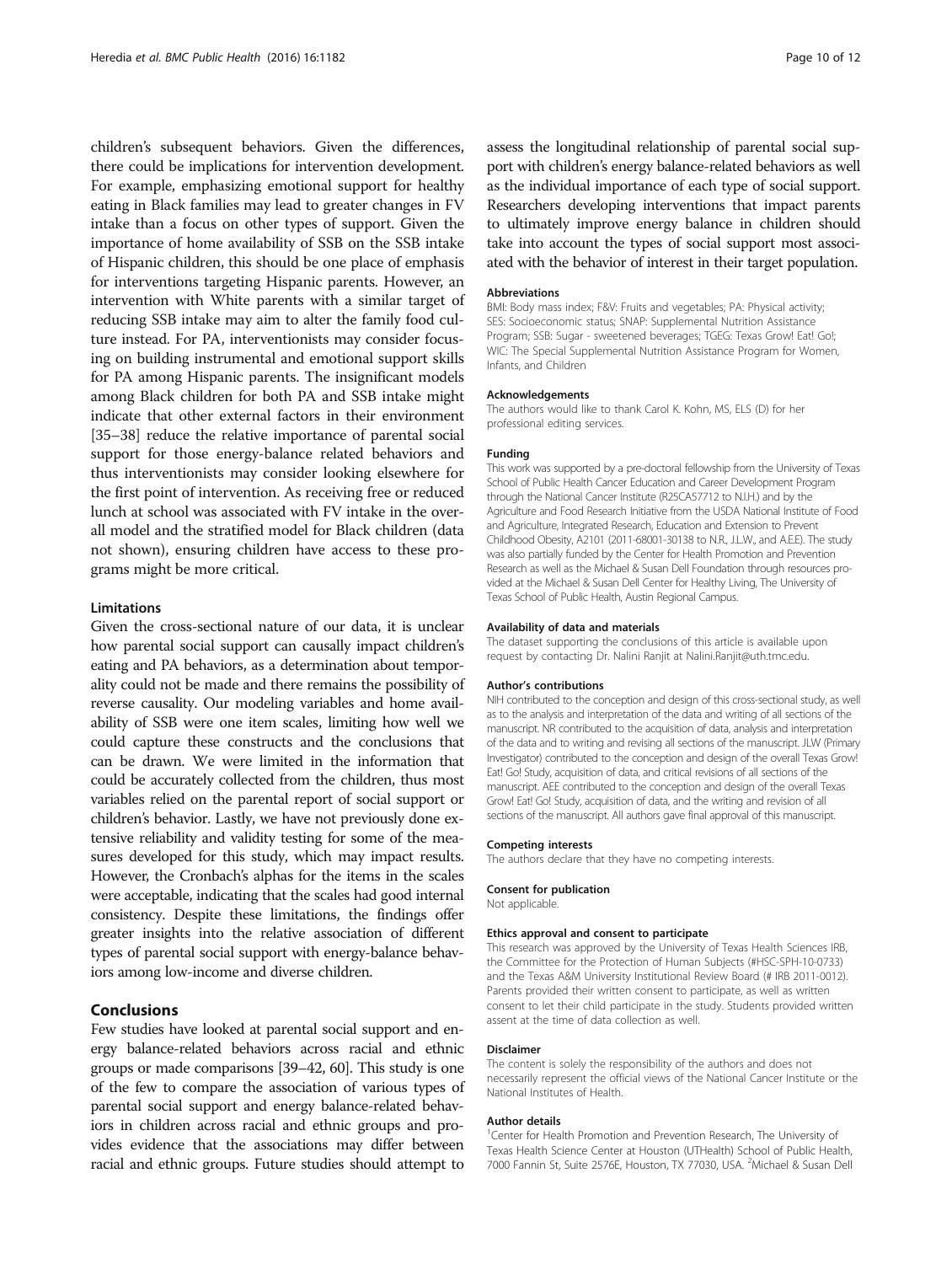children's subsequent behaviors. Given the differences, there could be implications for intervention development. For example, emphasizing emotional support for healthy eating in Black families may lead to greater changes in FV intake than a focus on other types of support. Given the importance of home availability of SSB on the SSB intake of Hispanic children, this should be one place of emphasis for interventions targeting Hispanic parents. However, an intervention with White parents with a similar target of reducing SSB intake may aim to alter the family food culture instead. For PA, interventionists may consider focusing on building instrumental and emotional support skills for PA among Hispanic parents. The insignificant models among Black children for both PA and SSB intake might indicate that other external factors in their environment [35–38] reduce the relative importance of parental social support for those energy-balance related behaviors and thus interventionists may consider looking elsewhere for the first point of intervention. As receiving free or reduced lunch at school was associated with FV intake in the overall model and the stratified model for Black children (data not shown), ensuring children have access to these programs might be more critical.

### Limitations

Given the cross-sectional nature of our data, it is unclear how parental social support can causally impact children's eating and PA behaviors, as a determination about temporality could not be made and there remains the possibility of reverse causality. Our modeling variables and home availability of SSB were one item scales, limiting how well we could capture these constructs and the conclusions that can be drawn. We were limited in the information that could be accurately collected from the children, thus most variables relied on the parental report of social support or children's behavior. Lastly, we have not previously done extensive reliability and validity testing for some of the measures developed for this study, which may impact results. However, the Cronbach's alphas for the items in the scales were acceptable, indicating that the scales had good internal consistency. Despite these limitations, the findings offer greater insights into the relative association of different types of parental social support with energy-balance behaviors among low-income and diverse children.

## Conclusions

Few studies have looked at parental social support and energy balance-related behaviors across racial and ethnic groups or made comparisons [39–42, 60]. This study is one of the few to compare the association of various types of parental social support and energy balance-related behaviors in children across racial and ethnic groups and provides evidence that the associations may differ between racial and ethnic groups. Future studies should attempt to assess the longitudinal relationship of parental social support with children's energy balance-related behaviors as well as the individual importance of each type of social support. Researchers developing interventions that impact parents to ultimately improve energy balance in children should take into account the types of social support most associated with the behavior of interest in their target population.

#### Abbreviations

BMI: Body mass index; F&V: Fruits and vegetables; PA: Physical activity; SES: Socioeconomic status; SNAP: Supplemental Nutrition Assistance Program; SSB: Sugar - sweetened beverages; TGEG: Texas Grow! Eat! Go!; WIC: The Special Supplemental Nutrition Assistance Program for Women, Infants, and Children

#### Acknowledgements

The authors would like to thank Carol K. Kohn, MS, ELS (D) for her professional editing services.

#### Funding

This work was supported by a pre-doctoral fellowship from the University of Texas School of Public Health Cancer Education and Career Development Program through the National Cancer Institute (R25CA57712 to N.I.H.) and by the Agriculture and Food Research Initiative from the USDA National Institute of Food and Agriculture, Integrated Research, Education and Extension to Prevent Childhood Obesity, A2101 (2011-68001-30138 to N.R., J.L.W., and A.E.E). The study was also partially funded by the Center for Health Promotion and Prevention Research as well as the Michael & Susan Dell Foundation through resources provided at the Michael & Susan Dell Center for Healthy Living, The University of Texas School of Public Health, Austin Regional Campus.

#### Availability of data and materials

The dataset supporting the conclusions of this article is available upon request by contacting Dr. Nalini Ranjit at Nalini.Ranjit@uth.tmc.edu.

#### Author's contributions

NIH contributed to the conception and design of this cross-sectional study, as well as to the analysis and interpretation of the data and writing of all sections of the manuscript. NR contributed to the acquisition of data, analysis and interpretation of the data and to writing and revising all sections of the manuscript. JLW (Primary Investigator) contributed to the conception and design of the overall Texas Grow! Eat! Go! Study, acquisition of data, and critical revisions of all sections of the manuscript. AEE contributed to the conception and design of the overall Texas Grow! Eat! Go! Study, acquisition of data, and the writing and revision of all sections of the manuscript. All authors gave final approval of this manuscript.

#### Competing interests

The authors declare that they have no competing interests.

#### Consent for publication

Not applicable.

#### Ethics approval and consent to participate

This research was approved by the University of Texas Health Sciences IRB, the Committee for the Protection of Human Subjects (#HSC-SPH-10-0733) and the Texas A&M University Institutional Review Board (# IRB 2011-0012). Parents provided their written consent to participate, as well as written consent to let their child participate in the study. Students provided written assent at the time of data collection as well.

#### Disclaimer

The content is solely the responsibility of the authors and does not necessarily represent the official views of the National Cancer Institute or the National Institutes of Health.

#### Author details

[1]Center for Health Promotion and Prevention Research, The University of Texas Health Science Center at Houston (UTHealth) School of Public Health, 7000 Fannin St, Suite 2576E, Houston, TX 77030, USA. [2]Michael & Susan Dell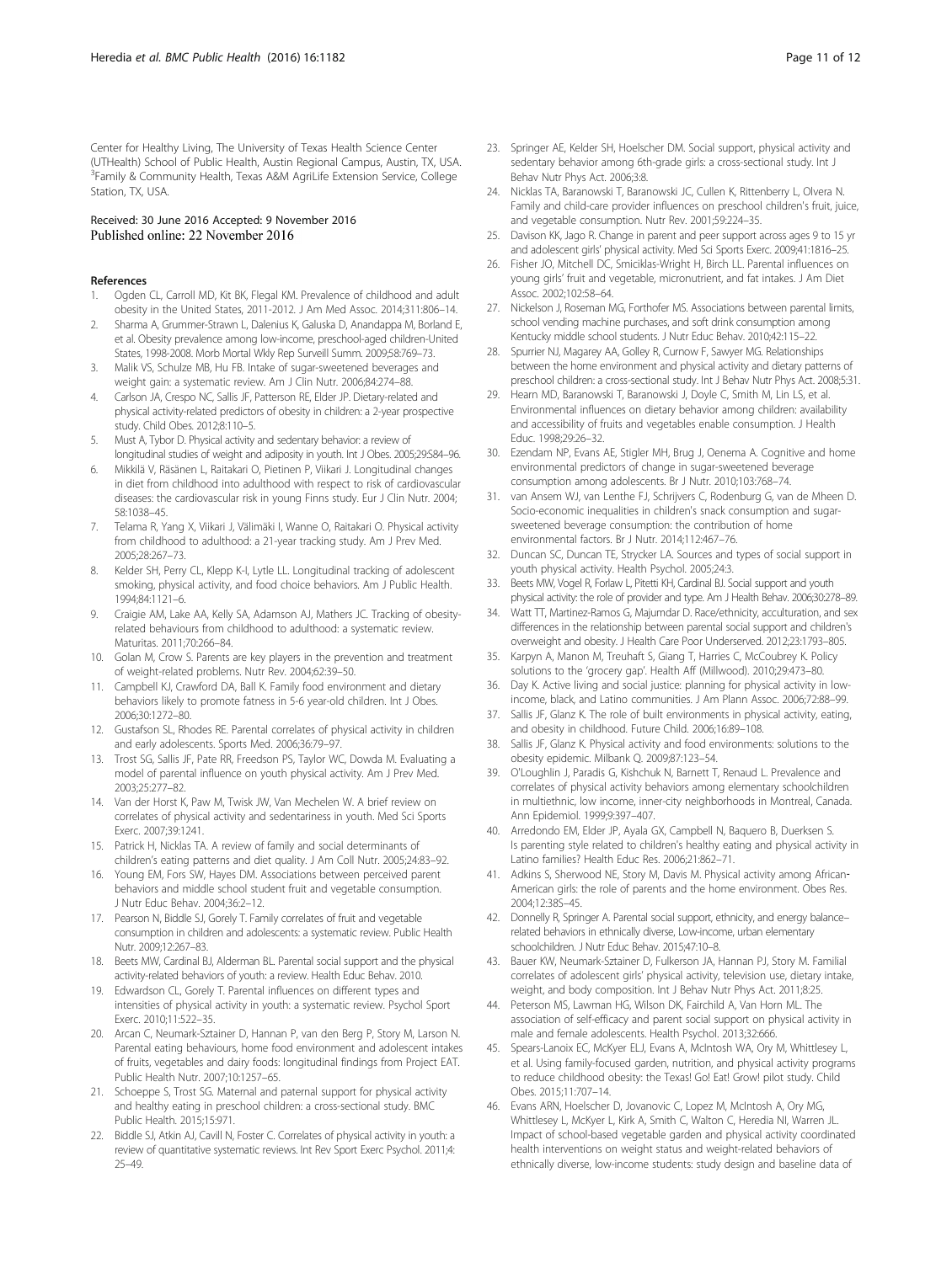Center for Healthy Living, The University of Texas Health Science Center (UTHealth) School of Public Health, Austin Regional Campus, Austin, TX, USA. [3]Family & Community Health, Texas A&M AgriLife Extension Service, College Station, TX, USA.

Received: 30 June 2016 Accepted: 9 November 2016
Published online: 22 November 2016

## References

1. Ogden CL, Carroll MD, Kit BK, Flegal KM. Prevalence of childhood and adult obesity in the United States, 2011-2012. J Am Med Assoc. 2014;311:806–14.
2. Sharma A, Grummer-Strawn L, Dalenius K, Galuska D, Anandappa M, Borland E, et al. Obesity prevalence among low-income, preschool-aged children-United States, 1998-2008. Morb Mortal Wkly Rep Surveill Summ. 2009;58:769–73.
3. Malik VS, Schulze MB, Hu FB. Intake of sugar-sweetened beverages and weight gain: a systematic review. Am J Clin Nutr. 2006;84:274–88.
4. Carlson JA, Crespo NC, Sallis JF, Patterson RE, Elder JP. Dietary-related and physical activity-related predictors of obesity in children: a 2-year prospective study. Child Obes. 2012;8:110–5.
5. Must A, Tybor D. Physical activity and sedentary behavior: a review of longitudinal studies of weight and adiposity in youth. Int J Obes. 2005;29:S84–96.
6. Mikkilä V, Räsänen L, Raitakari O, Pietinen P, Viikari J. Longitudinal changes in diet from childhood into adulthood with respect to risk of cardiovascular diseases: the cardiovascular risk in young Finns study. Eur J Clin Nutr. 2004; 58:1038–45.
7. Telama R, Yang X, Viikari J, Välimäki I, Wanne O, Raitakari O. Physical activity from childhood to adulthood: a 21-year tracking study. Am J Prev Med. 2005;28:267–73.
8. Kelder SH, Perry CL, Klepp K-I, Lytle LL. Longitudinal tracking of adolescent smoking, physical activity, and food choice behaviors. Am J Public Health. 1994;84:1121–6.
9. Craigie AM, Lake AA, Kelly SA, Adamson AJ, Mathers JC. Tracking of obesity-related behaviours from childhood to adulthood: a systematic review. Maturitas. 2011;70:266–84.
10. Golan M, Crow S. Parents are key players in the prevention and treatment of weight-related problems. Nutr Rev. 2004;62:39–50.
11. Campbell KJ, Crawford DA, Ball K. Family food environment and dietary behaviors likely to promote fatness in 5-6 year-old children. Int J Obes. 2006;30:1272–80.
12. Gustafson SL, Rhodes RE. Parental correlates of physical activity in children and early adolescents. Sports Med. 2006;36:79–97.
13. Trost SG, Sallis JF, Pate RR, Freedson PS, Taylor WC, Dowda M. Evaluating a model of parental influence on youth physical activity. Am J Prev Med. 2003;25:277–82.
14. Van der Horst K, Paw M, Twisk JW, Van Mechelen W. A brief review on correlates of physical activity and sedentariness in youth. Med Sci Sports Exerc. 2007;39:1241.
15. Patrick H, Nicklas TA. A review of family and social determinants of children's eating patterns and diet quality. J Am Coll Nutr. 2005;24:83–92.
16. Young EM, Fors SW, Hayes DM. Associations between perceived parent behaviors and middle school student fruit and vegetable consumption. J Nutr Educ Behav. 2004;36:2–12.
17. Pearson N, Biddle SJ, Gorely T. Family correlates of fruit and vegetable consumption in children and adolescents: a systematic review. Public Health Nutr. 2009;12:267–83.
18. Beets MW, Cardinal BJ, Alderman BL. Parental social support and the physical activity-related behaviors of youth: a review. Health Educ Behav. 2010.
19. Edwardson CL, Gorely T. Parental influences on different types and intensities of physical activity in youth: a systematic review. Psychol Sport Exerc. 2010;11:522–35.
20. Arcan C, Neumark-Sztainer D, Hannan P, van den Berg P, Story M, Larson N. Parental eating behaviours, home food environment and adolescent intakes of fruits, vegetables and dairy foods: longitudinal findings from Project EAT. Public Health Nutr. 2007;10:1257–65.
21. Schoeppe S, Trost SG. Maternal and paternal support for physical activity and healthy eating in preschool children: a cross-sectional study. BMC Public Health. 2015;15:971.
22. Biddle SJ, Atkin AJ, Cavill N, Foster C. Correlates of physical activity in youth: a review of quantitative systematic reviews. Int Rev Sport Exerc Psychol. 2011;4: 25–49.
23. Springer AE, Kelder SH, Hoelscher DM. Social support, physical activity and sedentary behavior among 6th-grade girls: a cross-sectional study. Int J Behav Nutr Phys Act. 2006;3:8.
24. Nicklas TA, Baranowski T, Baranowski JC, Cullen K, Rittenberry L, Olvera N. Family and child-care provider influences on preschool children's fruit, juice, and vegetable consumption. Nutr Rev. 2001;59:224–35.
25. Davison KK, Jago R. Change in parent and peer support across ages 9 to 15 yr and adolescent girls' physical activity. Med Sci Sports Exerc. 2009;41:1816–25.
26. Fisher JO, Mitchell DC, Smiciklas-Wright H, Birch LL. Parental influences on young girls' fruit and vegetable, micronutrient, and fat intakes. J Am Diet Assoc. 2002;102:58–64.
27. Nickelson J, Roseman MG, Forthofer MS. Associations between parental limits, school vending machine purchases, and soft drink consumption among Kentucky middle school students. J Nutr Educ Behav. 2010;42:115–22.
28. Spurrier NJ, Magarey AA, Golley R, Curnow F, Sawyer MG. Relationships between the home environment and physical activity and dietary patterns of preschool children: a cross-sectional study. Int J Behav Nutr Phys Act. 2008;5:31.
29. Hearn MD, Baranowski T, Baranowski J, Doyle C, Smith M, Lin LS, et al. Environmental influences on dietary behavior among children: availability and accessibility of fruits and vegetables enable consumption. J Health Educ. 1998;29:26–32.
30. Ezendam NP, Evans AE, Stigler MH, Brug J, Oenema A. Cognitive and home environmental predictors of change in sugar-sweetened beverage consumption among adolescents. Br J Nutr. 2010;103:768–74.
31. van Ansem WJ, van Lenthe FJ, Schrijvers C, Rodenburg G, van de Mheen D. Socio-economic inequalities in children's snack consumption and sugar-sweetened beverage consumption: the contribution of home environmental factors. Br J Nutr. 2014;112:467–76.
32. Duncan SC, Duncan TE, Strycker LA. Sources and types of social support in youth physical activity. Health Psychol. 2005;24:3.
33. Beets MW, Vogel R, Forlaw L, Pitetti KH, Cardinal BJ. Social support and youth physical activity: the role of provider and type. Am J Health Behav. 2006;30:278–89.
34. Watt TT, Martinez-Ramos G, Majumdar D. Race/ethnicity, acculturation, and sex differences in the relationship between parental social support and children's overweight and obesity. J Health Care Poor Underserved. 2012;23:1793–805.
35. Karpyn A, Manon M, Treuhaft S, Giang T, Harries C, McCoubrey K. Policy solutions to the 'grocery gap'. Health Aff (Millwood). 2010;29:473–80.
36. Day K. Active living and social justice: planning for physical activity in low-income, black, and Latino communities. J Am Plann Assoc. 2006;72:88–99.
37. Sallis JF, Glanz K. The role of built environments in physical activity, eating, and obesity in childhood. Future Child. 2006;16:89–108.
38. Sallis JF, Glanz K. Physical activity and food environments: solutions to the obesity epidemic. Milbank Q. 2009;87:123–54.
39. O'Loughlin J, Paradis G, Kishchuk N, Barnett T, Renaud L. Prevalence and correlates of physical activity behaviors among elementary schoolchildren in multiethnic, low income, inner-city neighborhoods in Montreal, Canada. Ann Epidemiol. 1999;9:397–407.
40. Arredondo EM, Elder JP, Ayala GX, Campbell N, Baquero B, Duerksen S. Is parenting style related to children's healthy eating and physical activity in Latino families? Health Educ Res. 2006;21:862–71.
41. Adkins S, Sherwood NE, Story M, Davis M. Physical activity among African-American girls: the role of parents and the home environment. Obes Res. 2004;12:38S–45.
42. Donnelly R, Springer A. Parental social support, ethnicity, and energy balance–related behaviors in ethnically diverse, Low-income, urban elementary schoolchildren. J Nutr Educ Behav. 2015;47:10–8.
43. Bauer KW, Neumark-Sztainer D, Fulkerson JA, Hannan PJ, Story M. Familial correlates of adolescent girls' physical activity, television use, dietary intake, weight, and body composition. Int J Behav Nutr Phys Act. 2011;8:25.
44. Peterson MS, Lawman HG, Wilson DK, Fairchild A, Van Horn ML. The association of self-efficacy and parent social support on physical activity in male and female adolescents. Health Psychol. 2013;32:666.
45. Spears-Lanoix EC, McKyer ELJ, Evans A, McIntosh WA, Ory M, Whittlesey L, et al. Using family-focused garden, nutrition, and physical activity programs to reduce childhood obesity: the Texas! Go! Eat! Grow! pilot study. Child Obes. 2015;11:707–14.
46. Evans ARN, Hoelscher D, Jovanovic C, Lopez M, McIntosh A, Ory MG, Whittlesey L, McKyer L, Kirk A, Smith C, Walton C, Heredia NI, Warren JL. Impact of school-based vegetable garden and physical activity coordinated health interventions on weight status and weight-related behaviors of ethnically diverse, low-income students: study design and baseline data of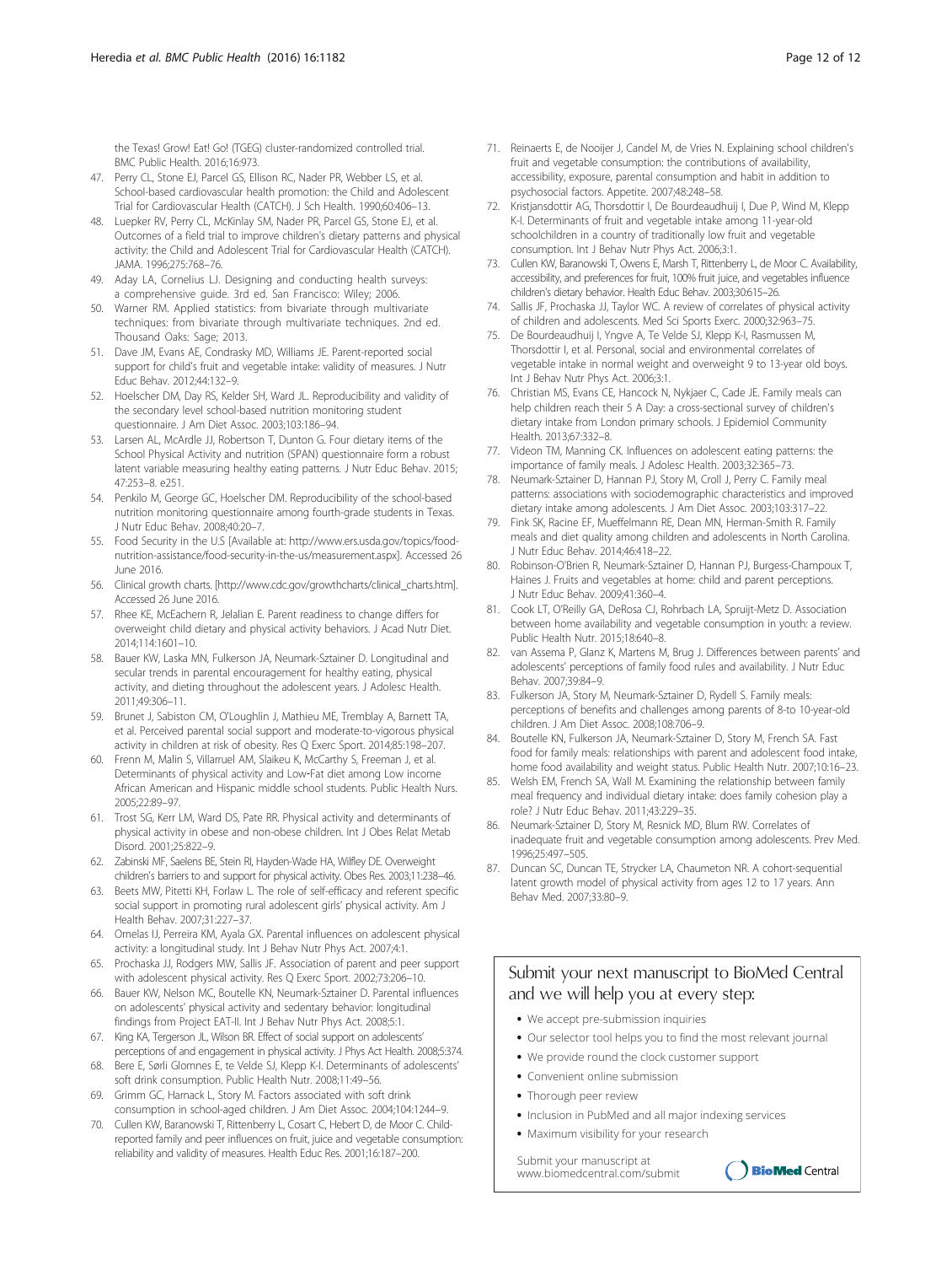the Texas! Grow! Eat! Go! (TGEG) cluster-randomized controlled trial. BMC Public Health. 2016;16:973.

47. Perry CL, Stone EJ, Parcel GS, Ellison RC, Nader PR, Webber LS, et al. School-based cardiovascular health promotion: the Child and Adolescent Trial for Cardiovascular Health (CATCH). J Sch Health. 1990;60:406–13.
48. Luepker RV, Perry CL, McKinlay SM, Nader PR, Parcel GS, Stone EJ, et al. Outcomes of a field trial to improve children's dietary patterns and physical activity: the Child and Adolescent Trial for Cardiovascular Health (CATCH). JAMA. 1996;275:768–76.
49. Aday LA, Cornelius LJ. Designing and conducting health surveys: a comprehensive guide. 3rd ed. San Francisco: Wiley; 2006.
50. Warner RM. Applied statistics: from bivariate through multivariate techniques: from bivariate through multivariate techniques. 2nd ed. Thousand Oaks: Sage; 2013.
51. Dave JM, Evans AE, Condrasky MD, Williams JE. Parent-reported social support for child's fruit and vegetable intake: validity of measures. J Nutr Educ Behav. 2012;44:132–9.
52. Hoelscher DM, Day RS, Kelder SH, Ward JL. Reproducibility and validity of the secondary level school-based nutrition monitoring student questionnaire. J Am Diet Assoc. 2003;103:186–94.
53. Larsen AL, McArdle JJ, Robertson T, Dunton G. Four dietary items of the School Physical Activity and nutrition (SPAN) questionnaire form a robust latent variable measuring healthy eating patterns. J Nutr Educ Behav. 2015; 47:253–8. e251.
54. Penkilo M, George GC, Hoelscher DM. Reproducibility of the school-based nutrition monitoring questionnaire among fourth-grade students in Texas. J Nutr Educ Behav. 2008;40:20–7.
55. Food Security in the U.S [Available at: http://www.ers.usda.gov/topics/food-nutrition-assistance/food-security-in-the-us/measurement.aspx]. Accessed 26 June 2016.
56. Clinical growth charts. [http://www.cdc.gov/growthcharts/clinical_charts.htm]. Accessed 26 June 2016.
57. Rhee KE, McEachern R, Jelalian E. Parent readiness to change differs for overweight child dietary and physical activity behaviors. J Acad Nutr Diet. 2014;114:1601–10.
58. Bauer KW, Laska MN, Fulkerson JA, Neumark-Sztainer D. Longitudinal and secular trends in parental encouragement for healthy eating, physical activity, and dieting throughout the adolescent years. J Adolesc Health. 2011;49:306–11.
59. Brunet J, Sabiston CM, O'Loughlin J, Mathieu ME, Tremblay A, Barnett TA, et al. Perceived parental social support and moderate-to-vigorous physical activity in children at risk of obesity. Res Q Exerc Sport. 2014;85:198–207.
60. Frenn M, Malin S, Villarruel AM, Slaikeu K, McCarthy S, Freeman J, et al. Determinants of physical activity and Low-Fat diet among Low income African American and Hispanic middle school students. Public Health Nurs. 2005;22:89–97.
61. Trost SG, Kerr LM, Ward DS, Pate RR. Physical activity and determinants of physical activity in obese and non-obese children. Int J Obes Relat Metab Disord. 2001;25:822–9.
62. Zabinski MF, Saelens BE, Stein RI, Hayden-Wade HA, Wilfley DE. Overweight children's barriers to and support for physical activity. Obes Res. 2003;11:238–46.
63. Beets MW, Pitetti KH, Forlaw L. The role of self-efficacy and referent specific social support in promoting rural adolescent girls' physical activity. Am J Health Behav. 2007;31:227–37.
64. Ornelas IJ, Perreira KM, Ayala GX. Parental influences on adolescent physical activity: a longitudinal study. Int J Behav Nutr Phys Act. 2007;4:1.
65. Prochaska JJ, Rodgers MW, Sallis JF. Association of parent and peer support with adolescent physical activity. Res Q Exerc Sport. 2002;73:206–10.
66. Bauer KW, Nelson MC, Boutelle KN, Neumark-Sztainer D. Parental influences on adolescents' physical activity and sedentary behavior: longitudinal findings from Project EAT-II. Int J Behav Nutr Phys Act. 2008;5:1.
67. King KA, Tergerson JL, Wilson BR. Effect of social support on adolescents' perceptions of and engagement in physical activity. J Phys Act Health. 2008;5:374.
68. Bere E, Sørli Glomnes E, te Velde SJ, Klepp K-I. Determinants of adolescents' soft drink consumption. Public Health Nutr. 2008;11:49–56.
69. Grimm GC, Harnack L, Story M. Factors associated with soft drink consumption in school-aged children. J Am Diet Assoc. 2004;104:1244–9.
70. Cullen KW, Baranowski T, Rittenberry L, Cosart C, Hebert D, de Moor C. Child-reported family and peer influences on fruit, juice and vegetable consumption: reliability and validity of measures. Health Educ Res. 2001;16:187–200.
71. Reinaerts E, de Nooijer J, Candel M, de Vries N. Explaining school children's fruit and vegetable consumption: the contributions of availability, accessibility, exposure, parental consumption and habit in addition to psychosocial factors. Appetite. 2007;48:248–58.
72. Kristjansdottir AG, Thorsdottir I, De Bourdeaudhuij I, Due P, Wind M, Klepp K-I. Determinants of fruit and vegetable intake among 11-year-old schoolchildren in a country of traditionally low fruit and vegetable consumption. Int J Behav Nutr Phys Act. 2006;3:1.
73. Cullen KW, Baranowski T, Owens E, Marsh T, Rittenberry L, de Moor C. Availability, accessibility, and preferences for fruit, 100% fruit juice, and vegetables influence children's dietary behavior. Health Educ Behav. 2003;30:615–26.
74. Sallis JF, Prochaska JJ, Taylor WC. A review of correlates of physical activity of children and adolescents. Med Sci Sports Exerc. 2000;32:963–75.
75. De Bourdeaudhuij I, Yngve A, Te Velde SJ, Klepp K-I, Rasmussen M, Thorsdottir I, et al. Personal, social and environmental correlates of vegetable intake in normal weight and overweight 9 to 13-year old boys. Int J Behav Nutr Phys Act. 2006;3:1.
76. Christian MS, Evans CE, Hancock N, Nykjaer C, Cade JE. Family meals can help children reach their 5 A Day: a cross-sectional survey of children's dietary intake from London primary schools. J Epidemiol Community Health. 2013;67:332–8.
77. Videon TM, Manning CK. Influences on adolescent eating patterns: the importance of family meals. J Adolesc Health. 2003;32:365–73.
78. Neumark-Sztainer D, Hannan PJ, Story M, Croll J, Perry C. Family meal patterns: associations with sociodemographic characteristics and improved dietary intake among adolescents. J Am Diet Assoc. 2003;103:317–22.
79. Fink SK, Racine EF, Mueffelmann RE, Dean MN, Herman-Smith R. Family meals and diet quality among children and adolescents in North Carolina. J Nutr Educ Behav. 2014;46:418–22.
80. Robinson-O'Brien R, Neumark-Sztainer D, Hannan PJ, Burgess-Champoux T, Haines J. Fruits and vegetables at home: child and parent perceptions. J Nutr Educ Behav. 2009;41:360–4.
81. Cook LT, O'Reilly GA, DeRosa CJ, Rohrbach LA, Spruijt-Metz D. Association between home availability and vegetable consumption in youth: a review. Public Health Nutr. 2015;18:640–8.
82. van Assema P, Glanz K, Martens M, Brug J. Differences between parents' and adolescents' perceptions of family food rules and availability. J Nutr Educ Behav. 2007;39:84–9.
83. Fulkerson JA, Story M, Neumark-Sztainer D, Rydell S. Family meals: perceptions of benefits and challenges among parents of 8-to 10-year-old children. J Am Diet Assoc. 2008;108:706–9.
84. Boutelle KN, Fulkerson JA, Neumark-Sztainer D, Story M, French SA. Fast food for family meals: relationships with parent and adolescent food intake, home food availability and weight status. Public Health Nutr. 2007;10:16–23.
85. Welsh EM, French SA, Wall M. Examining the relationship between family meal frequency and individual dietary intake: does family cohesion play a role? J Nutr Educ Behav. 2011;43:229–35.
86. Neumark-Sztainer D, Story M, Resnick MD, Blum RW. Correlates of inadequate fruit and vegetable consumption among adolescents. Prev Med. 1996;25:497–505.
87. Duncan SC, Duncan TE, Strycker LA, Chaumeton NR. A cohort-sequential latent growth model of physical activity from ages 12 to 17 years. Ann Behav Med. 2007;33:80–9.

Submit your next manuscript to BioMed Central and we will help you at every step:

- We accept pre-submission inquiries
- Our selector tool helps you to find the most relevant journal
- We provide round the clock customer support
- Convenient online submission
- Thorough peer review
- Inclusion in PubMed and all major indexing services
- Maximum visibility for your research

Submit your manuscript at www.biomedcentral.com/submit

BioMed Central